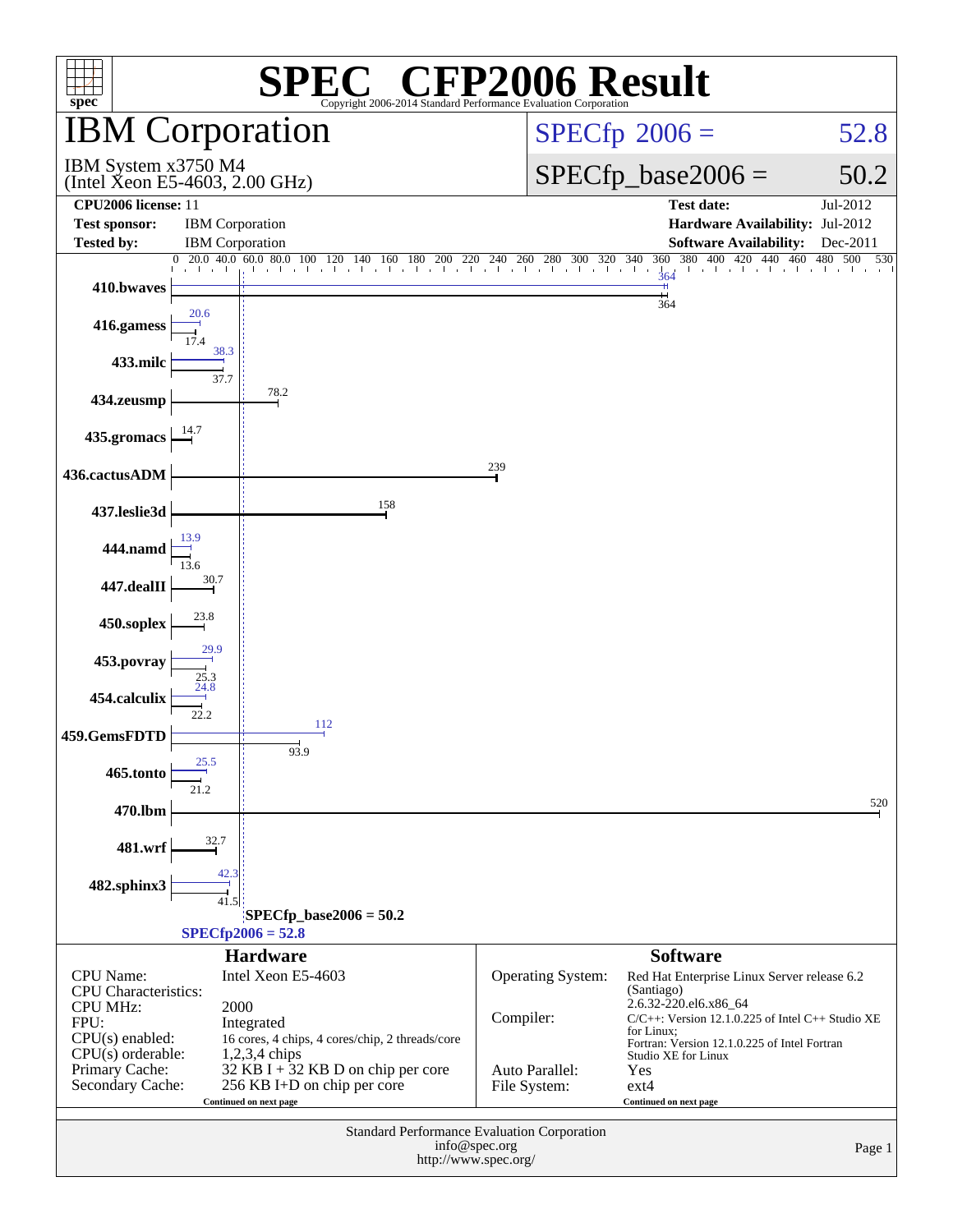# SPEC CFP2006 Result

Copyright 2006-2014 Standard Performance Evaluation Corporation

## IBM Corporation

IBM System x3750 M4
(Intel Xeon E5-4603, 2.00 GHz)

SPECfp 2006 = 52.8

SPECfp_base2006 = 50.2

| | | | |
|---|---|---|---|
| **CPU2006 license:** | 11 | **Test date:** | Jul-2012 |
| **Test sponsor:** | IBM Corporation | **Hardware Availability:** | Jul-2012 |
| **Tested by:** | IBM Corporation | **Software Availability:** | Dec-2011 |

| Benchmark | Peak | Base |
|---|---|---|
| 410.bwaves | 364 | 364 |
| 416.gamess | 20.6 | 17.4 |
| 433.milc | 38.3 | 37.7 |
| 434.zeusmp | | 78.2 |
| 435.gromacs | | 14.7 |
| 436.cactusADM | | 239 |
| 437.leslie3d | | 158 |
| 444.namd | 13.9 | 13.6 |
| 447.dealII | | 30.7 |
| 450.soplex | | 23.8 |
| 453.povray | 29.9 | 25.3 |
| 454.calculix | 24.8 | 22.2 |
| 459.GemsFDTD | 112 | 93.9 |
| 465.tonto | 25.5 | 21.2 |
| 470.lbm | | 520 |
| 481.wrf | | 32.7 |
| 482.sphinx3 | 42.3 | 41.5 |

SPECfp_base2006 = 50.2

SPECfp2006 = 52.8

### Hardware

| | |
|---|---|
| CPU Name: | Intel Xeon E5-4603 |
| CPU Characteristics: | |
| CPU MHz: | 2000 |
| FPU: | Integrated |
| CPU(s) enabled: | 16 cores, 4 chips, 4 cores/chip, 2 threads/core |
| CPU(s) orderable: | 1,2,3,4 chips |
| Primary Cache: | 32 KB I + 32 KB D on chip per core |
| Secondary Cache: | 256 KB I+D on chip per core |

Continued on next page

### Software

| | |
|---|---|
| Operating System: | Red Hat Enterprise Linux Server release 6.2 (Santiago) 2.6.32-220.el6.x86_64 |
| Compiler: | C/C++: Version 12.1.0.225 of Intel C++ Studio XE for Linux; Fortran: Version 12.1.0.225 of Intel Fortran Studio XE for Linux |
| Auto Parallel: | Yes |
| File System: | ext4 |

Continued on next page

Standard Performance Evaluation Corporation
info@spec.org
http://www.spec.org/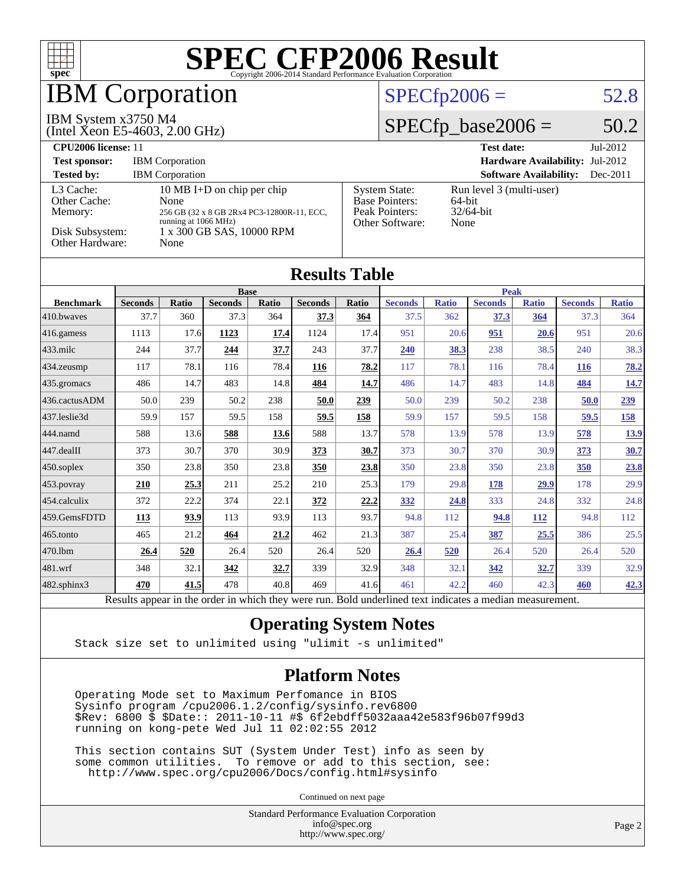# SPEC CFP2006 Result

Copyright 2006-2014 Standard Performance Evaluation Corporation

## IBM Corporation

IBM System x3750 M4
(Intel Xeon E5-4603, 2.00 GHz)

SPECfp2006 = 52.8

SPECfp_base2006 = 50.2

| | | | |
|---|---|---|---|
| **CPU2006 license:** 11 | | **Test date:** | Jul-2012 |
| **Test sponsor:** | IBM Corporation | **Hardware Availability:** | Jul-2012 |
| **Tested by:** | IBM Corporation | **Software Availability:** | Dec-2011 |

| | | | |
|---|---|---|---|
| L3 Cache: | 10 MB I+D on chip per chip | System State: | Run level 3 (multi-user) |
| Other Cache: | None | Base Pointers: | 64-bit |
| Memory: | 256 GB (32 x 8 GB 2Rx4 PC3-12800R-11, ECC, running at 1066 MHz) | Peak Pointers: | 32/64-bit |
| Disk Subsystem: | 1 x 300 GB SAS, 10000 RPM | Other Software: | None |
| Other Hardware: | None | | |

## Results Table

| Benchmark | Base | | | | | | Peak | | | | | |
|---|---|---|---|---|---|---|---|---|---|---|---|---|
| | Seconds | Ratio | Seconds | Ratio | Seconds | Ratio | Seconds | Ratio | Seconds | Ratio | Seconds | Ratio |
| 410.bwaves | 37.7 | 360 | 37.3 | 364 | **37.3** | **364** | 37.5 | 362 | **37.3** | **364** | 37.3 | 364 |
| 416.gamess | 1113 | 17.6 | **1123** | **17.4** | 1124 | 17.4 | 951 | 20.6 | **951** | **20.6** | 951 | 20.6 |
| 433.milc | 244 | 37.7 | **244** | **37.7** | 243 | 37.7 | **240** | **38.3** | 238 | 38.5 | 240 | 38.3 |
| 434.zeusmp | 117 | 78.1 | 116 | 78.4 | **116** | **78.2** | 117 | 78.1 | 116 | 78.4 | **116** | **78.2** |
| 435.gromacs | 486 | 14.7 | 483 | 14.8 | **484** | **14.7** | 486 | 14.7 | 483 | 14.8 | **484** | **14.7** |
| 436.cactusADM | 50.0 | 239 | 50.2 | 238 | **50.0** | **239** | 50.0 | 239 | 50.2 | 238 | **50.0** | **239** |
| 437.leslie3d | 59.9 | 157 | 59.5 | 158 | **59.5** | **158** | 59.9 | 157 | 59.5 | 158 | **59.5** | **158** |
| 444.namd | 588 | 13.6 | **588** | **13.6** | 588 | 13.7 | 578 | 13.9 | 578 | 13.9 | **578** | **13.9** |
| 447.dealII | 373 | 30.7 | 370 | 30.9 | **373** | **30.7** | 373 | 30.7 | 370 | 30.9 | **373** | **30.7** |
| 450.soplex | 350 | 23.8 | 350 | 23.8 | **350** | **23.8** | 350 | 23.8 | 350 | 23.8 | **350** | **23.8** |
| 453.povray | **210** | **25.3** | 211 | 25.2 | 210 | 25.3 | 179 | 29.8 | **178** | **29.9** | 178 | 29.9 |
| 454.calculix | 372 | 22.2 | 374 | 22.1 | **372** | **22.2** | **332** | **24.8** | 333 | 24.8 | 332 | 24.8 |
| 459.GemsFDTD | **113** | **93.9** | 113 | 93.9 | 113 | 93.7 | 94.8 | 112 | **94.8** | **112** | 94.8 | 112 |
| 465.tonto | 465 | 21.2 | **464** | **21.2** | 462 | 21.3 | 387 | 25.4 | **387** | **25.5** | 386 | 25.5 |
| 470.lbm | **26.4** | **520** | 26.4 | 520 | 26.4 | 520 | **26.4** | **520** | 26.4 | 520 | 26.4 | 520 |
| 481.wrf | 348 | 32.1 | **342** | **32.7** | 339 | 32.9 | 348 | 32.1 | **342** | **32.7** | 339 | 32.9 |
| 482.sphinx3 | **470** | **41.5** | 478 | 40.8 | 469 | 41.6 | 461 | 42.2 | 460 | 42.3 | **460** | **42.3** |

Results appear in the order in which they were run. Bold underlined text indicates a median measurement.

## Operating System Notes

```
Stack size set to unlimited using "ulimit -s unlimited"
```

## Platform Notes

```
Operating Mode set to Maximum Perfomance in BIOS
Sysinfo program /cpu2006.1.2/config/sysinfo.rev6800
$Rev: 6800 $ $Date:: 2011-10-11 #$ 6f2ebdff5032aaa42e583f96b07f99d3
running on kong-pete Wed Jul 11 02:02:55 2012

This section contains SUT (System Under Test) info as seen by
some common utilities.  To remove or add to this section, see:
  http://www.spec.org/cpu2006/Docs/config.html#sysinfo
```

Continued on next page

Standard Performance Evaluation Corporation
info@spec.org
http://www.spec.org/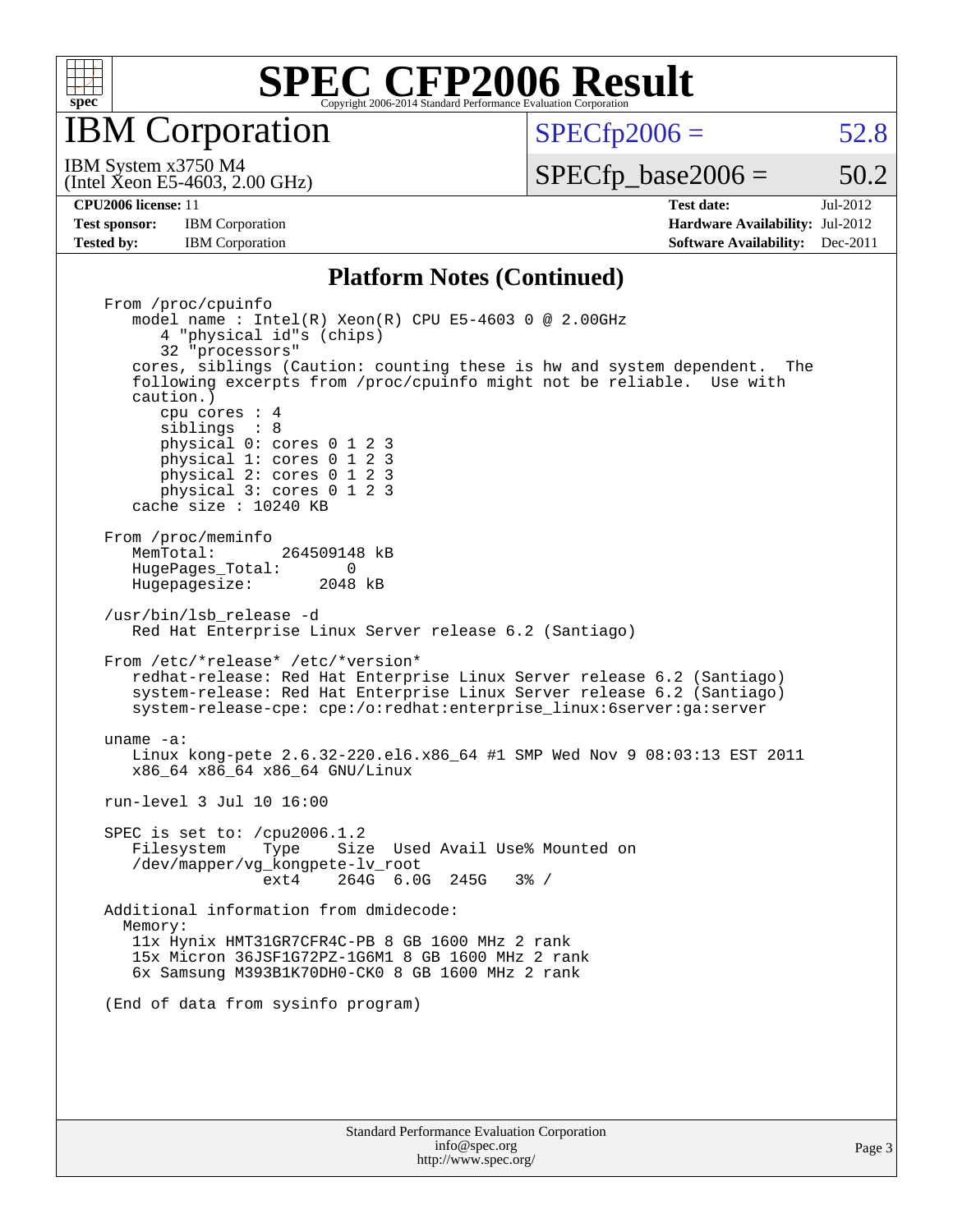# SPEC CFP2006 Result

Copyright 2006-2014 Standard Performance Evaluation Corporation

## IBM Corporation

IBM System x3750 M4
(Intel Xeon E5-4603, 2.00 GHz)

SPECfp2006 = 52.8

SPECfp_base2006 = 50.2

**CPU2006 license:** 11
**Test sponsor:** IBM Corporation
**Tested by:** IBM Corporation

**Test date:** Jul-2012
**Hardware Availability:** Jul-2012
**Software Availability:** Dec-2011

### Platform Notes (Continued)

```
From /proc/cpuinfo
   model name : Intel(R) Xeon(R) CPU E5-4603 0 @ 2.00GHz
      4 "physical id"s (chips)
      32 "processors"
   cores, siblings (Caution: counting these is hw and system dependent.  The
   following excerpts from /proc/cpuinfo might not be reliable.  Use with
   caution.)
      cpu cores : 4
      siblings  : 8
      physical 0: cores 0 1 2 3
      physical 1: cores 0 1 2 3
      physical 2: cores 0 1 2 3
      physical 3: cores 0 1 2 3
   cache size : 10240 KB

From /proc/meminfo
   MemTotal:       264509148 kB
   HugePages_Total:       0
   Hugepagesize:       2048 kB

/usr/bin/lsb_release -d
   Red Hat Enterprise Linux Server release 6.2 (Santiago)

From /etc/*release* /etc/*version*
   redhat-release: Red Hat Enterprise Linux Server release 6.2 (Santiago)
   system-release: Red Hat Enterprise Linux Server release 6.2 (Santiago)
   system-release-cpe: cpe:/o:redhat:enterprise_linux:6server:ga:server

uname -a:
   Linux kong-pete 2.6.32-220.el6.x86_64 #1 SMP Wed Nov 9 08:03:13 EST 2011
   x86_64 x86_64 x86_64 GNU/Linux

run-level 3 Jul 10 16:00

SPEC is set to: /cpu2006.1.2
   Filesystem    Type    Size  Used Avail Use% Mounted on
   /dev/mapper/vg_kongpete-lv_root
                 ext4    264G  6.0G  245G   3% /

Additional information from dmidecode:
  Memory:
   11x Hynix HMT31GR7CFR4C-PB 8 GB 1600 MHz 2 rank
   15x Micron 36JSF1G72PZ-1G6M1 8 GB 1600 MHz 2 rank
   6x Samsung M393B1K70DH0-CK0 8 GB 1600 MHz 2 rank

(End of data from sysinfo program)
```

Standard Performance Evaluation Corporation
info@spec.org
http://www.spec.org/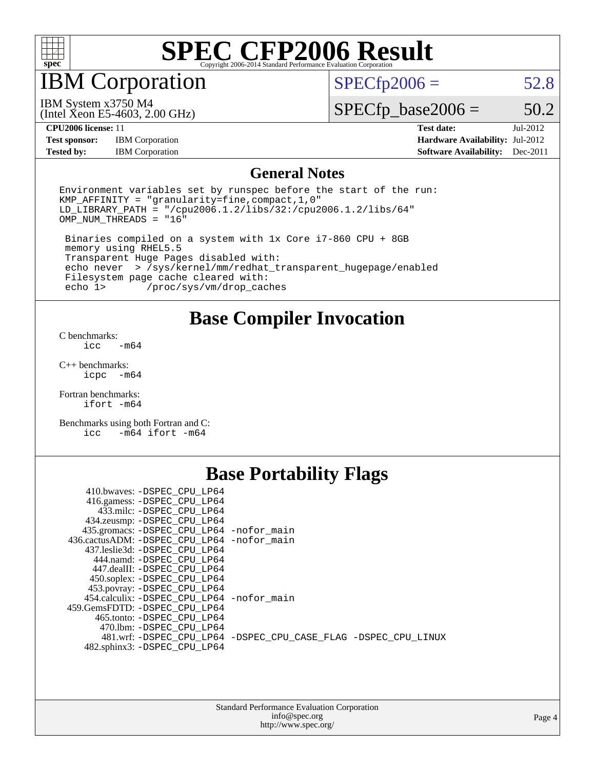# SPEC CFP2006 Result

Copyright 2006-2014 Standard Performance Evaluation Corporation

## IBM Corporation

IBM System x3750 M4
(Intel Xeon E5-4603, 2.00 GHz)

SPECfp2006 = 52.8

SPECfp_base2006 = 50.2

| | | | |
|---|---|---|---|
| **CPU2006 license:** 11 | | **Test date:** | Jul-2012 |
| **Test sponsor:** | IBM Corporation | **Hardware Availability:** | Jul-2012 |
| **Tested by:** | IBM Corporation | **Software Availability:** | Dec-2011 |

## General Notes

```
Environment variables set by runspec before the start of the run:
KMP_AFFINITY = "granularity=fine,compact,1,0"
LD_LIBRARY_PATH = "/cpu2006.1.2/libs/32:/cpu2006.1.2/libs/64"
OMP_NUM_THREADS = "16"

 Binaries compiled on a system with 1x Core i7-860 CPU + 8GB
 memory using RHEL5.5
 Transparent Huge Pages disabled with:
 echo never  > /sys/kernel/mm/redhat_transparent_hugepage/enabled
 Filesystem page cache cleared with:
 echo 1>       /proc/sys/vm/drop_caches
```

## Base Compiler Invocation

C benchmarks:
```
icc   -m64
```

C++ benchmarks:
```
icpc  -m64
```

Fortran benchmarks:
```
ifort -m64
```

Benchmarks using both Fortran and C:
```
icc   -m64 ifort -m64
```

## Base Portability Flags

```
     410.bwaves: -DSPEC_CPU_LP64
     416.gamess: -DSPEC_CPU_LP64
       433.milc: -DSPEC_CPU_LP64
     434.zeusmp: -DSPEC_CPU_LP64
    435.gromacs: -DSPEC_CPU_LP64 -nofor_main
  436.cactusADM: -DSPEC_CPU_LP64 -nofor_main
    437.leslie3d: -DSPEC_CPU_LP64
       444.namd: -DSPEC_CPU_LP64
     447.dealII: -DSPEC_CPU_LP64
     450.soplex: -DSPEC_CPU_LP64
     453.povray: -DSPEC_CPU_LP64
   454.calculix: -DSPEC_CPU_LP64 -nofor_main
  459.GemsFDTD: -DSPEC_CPU_LP64
      465.tonto: -DSPEC_CPU_LP64
        470.lbm: -DSPEC_CPU_LP64
        481.wrf: -DSPEC_CPU_LP64 -DSPEC_CPU_CASE_FLAG -DSPEC_CPU_LINUX
    482.sphinx3: -DSPEC_CPU_LP64
```

Standard Performance Evaluation Corporation
info@spec.org
http://www.spec.org/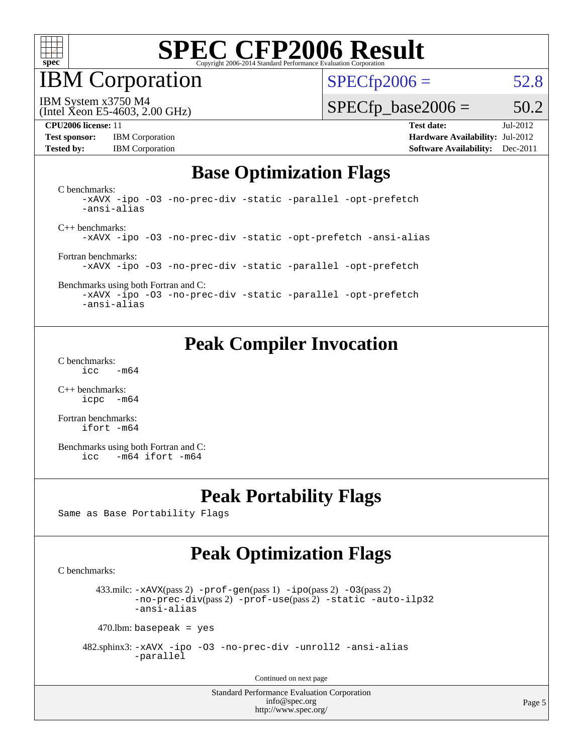# SPEC CFP2006 Result

Copyright 2006-2014 Standard Performance Evaluation Corporation

## IBM Corporation

IBM System x3750 M4
(Intel Xeon E5-4603, 2.00 GHz)

SPECfp2006 = 52.8

SPECfp_base2006 = 50.2

**CPU2006 license:** 11
**Test sponsor:** IBM Corporation
**Tested by:** IBM Corporation

**Test date:** Jul-2012
**Hardware Availability:** Jul-2012
**Software Availability:** Dec-2011

## Base Optimization Flags

C benchmarks:
```
-xAVX -ipo -O3 -no-prec-div -static -parallel -opt-prefetch
-ansi-alias
```

C++ benchmarks:
```
-xAVX -ipo -O3 -no-prec-div -static -opt-prefetch -ansi-alias
```

Fortran benchmarks:
```
-xAVX -ipo -O3 -no-prec-div -static -parallel -opt-prefetch
```

Benchmarks using both Fortran and C:
```
-xAVX -ipo -O3 -no-prec-div -static -parallel -opt-prefetch
-ansi-alias
```

## Peak Compiler Invocation

C benchmarks:
```
icc   -m64
```

C++ benchmarks:
```
icpc  -m64
```

Fortran benchmarks:
```
ifort -m64
```

Benchmarks using both Fortran and C:
```
icc   -m64 ifort -m64
```

## Peak Portability Flags

Same as Base Portability Flags

## Peak Optimization Flags

C benchmarks:

433.milc: -xAVX(pass 2) -prof-gen(pass 1) -ipo(pass 2) -O3(pass 2) -no-prec-div(pass 2) -prof-use(pass 2) -static -auto-ilp32 -ansi-alias

470.lbm: basepeak = yes

482.sphinx3: -xAVX -ipo -O3 -no-prec-div -unroll2 -ansi-alias -parallel

Continued on next page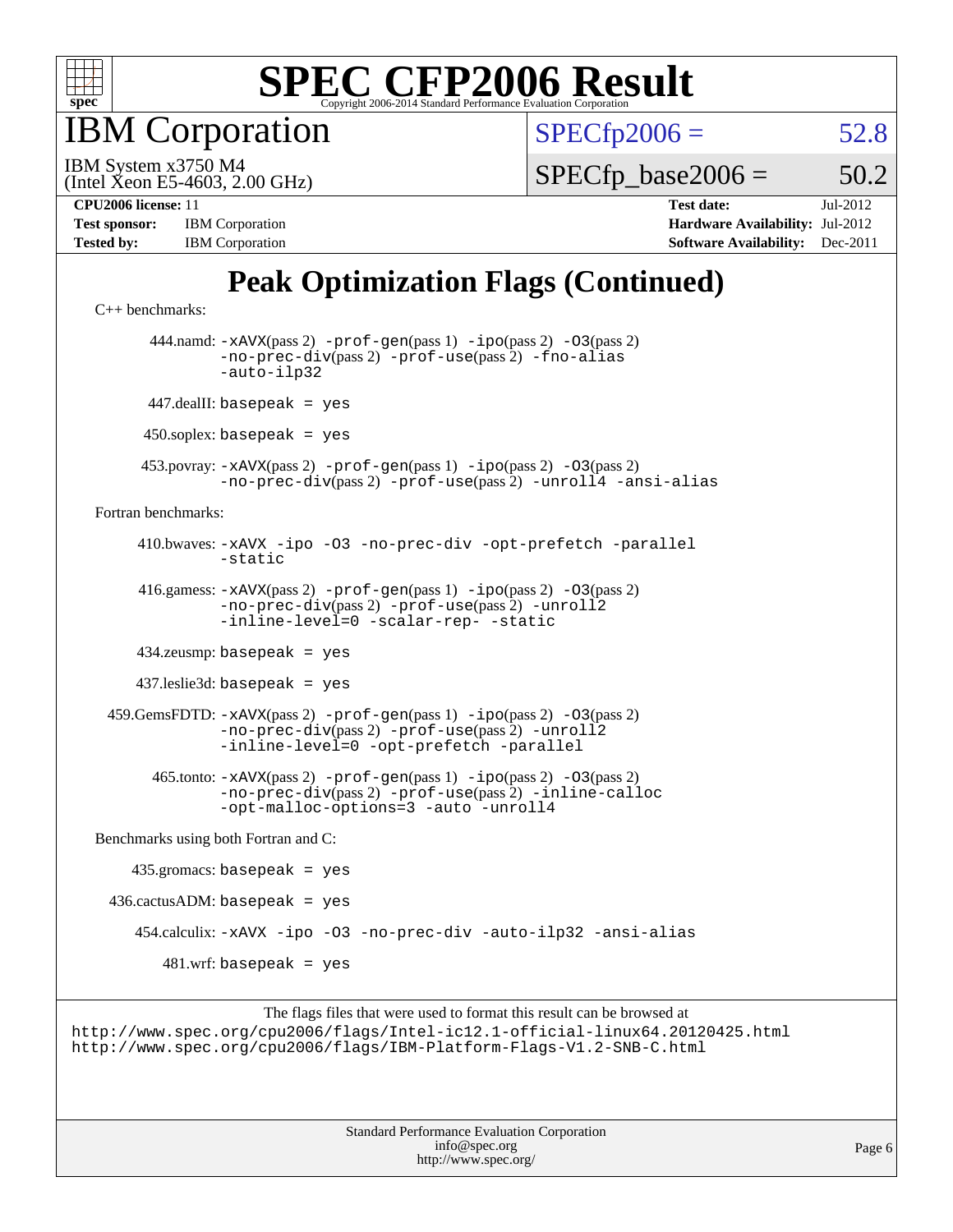# SPEC CFP2006 Result

Copyright 2006-2014 Standard Performance Evaluation Corporation

## IBM Corporation

IBM System x3750 M4
(Intel Xeon E5-4603, 2.00 GHz)

SPECfp2006 = 52.8

SPECfp_base2006 = 50.2

| | | | |
|---|---|---|---|
| **CPU2006 license:** 11 | | **Test date:** | Jul-2012 |
| **Test sponsor:** | IBM Corporation | **Hardware Availability:** | Jul-2012 |
| **Tested by:** | IBM Corporation | **Software Availability:** | Dec-2011 |

## Peak Optimization Flags (Continued)

C++ benchmarks:

444.namd: `-xAVX`(pass 2) `-prof-gen`(pass 1) `-ipo`(pass 2) `-O3`(pass 2) `-no-prec-div`(pass 2) `-prof-use`(pass 2) `-fno-alias` `-auto-ilp32`

447.dealII: `basepeak = yes`

450.soplex: `basepeak = yes`

453.povray: `-xAVX`(pass 2) `-prof-gen`(pass 1) `-ipo`(pass 2) `-O3`(pass 2) `-no-prec-div`(pass 2) `-prof-use`(pass 2) `-unroll4` `-ansi-alias`

Fortran benchmarks:

410.bwaves: `-xAVX -ipo -O3 -no-prec-div -opt-prefetch -parallel -static`

416.gamess: `-xAVX`(pass 2) `-prof-gen`(pass 1) `-ipo`(pass 2) `-O3`(pass 2) `-no-prec-div`(pass 2) `-prof-use`(pass 2) `-unroll2` `-inline-level=0 -scalar-rep- -static`

434.zeusmp: `basepeak = yes`

437.leslie3d: `basepeak = yes`

459.GemsFDTD: `-xAVX`(pass 2) `-prof-gen`(pass 1) `-ipo`(pass 2) `-O3`(pass 2) `-no-prec-div`(pass 2) `-prof-use`(pass 2) `-unroll2` `-inline-level=0 -opt-prefetch -parallel`

465.tonto: `-xAVX`(pass 2) `-prof-gen`(pass 1) `-ipo`(pass 2) `-O3`(pass 2) `-no-prec-div`(pass 2) `-prof-use`(pass 2) `-inline-calloc` `-opt-malloc-options=3 -auto -unroll4`

Benchmarks using both Fortran and C:

435.gromacs: `basepeak = yes`

436.cactusADM: `basepeak = yes`

454.calculix: `-xAVX -ipo -O3 -no-prec-div -auto-ilp32 -ansi-alias`

481.wrf: `basepeak = yes`

The flags files that were used to format this result can be browsed at
http://www.spec.org/cpu2006/flags/Intel-ic12.1-official-linux64.20120425.html
http://www.spec.org/cpu2006/flags/IBM-Platform-Flags-V1.2-SNB-C.html

Standard Performance Evaluation Corporation
info@spec.org
http://www.spec.org/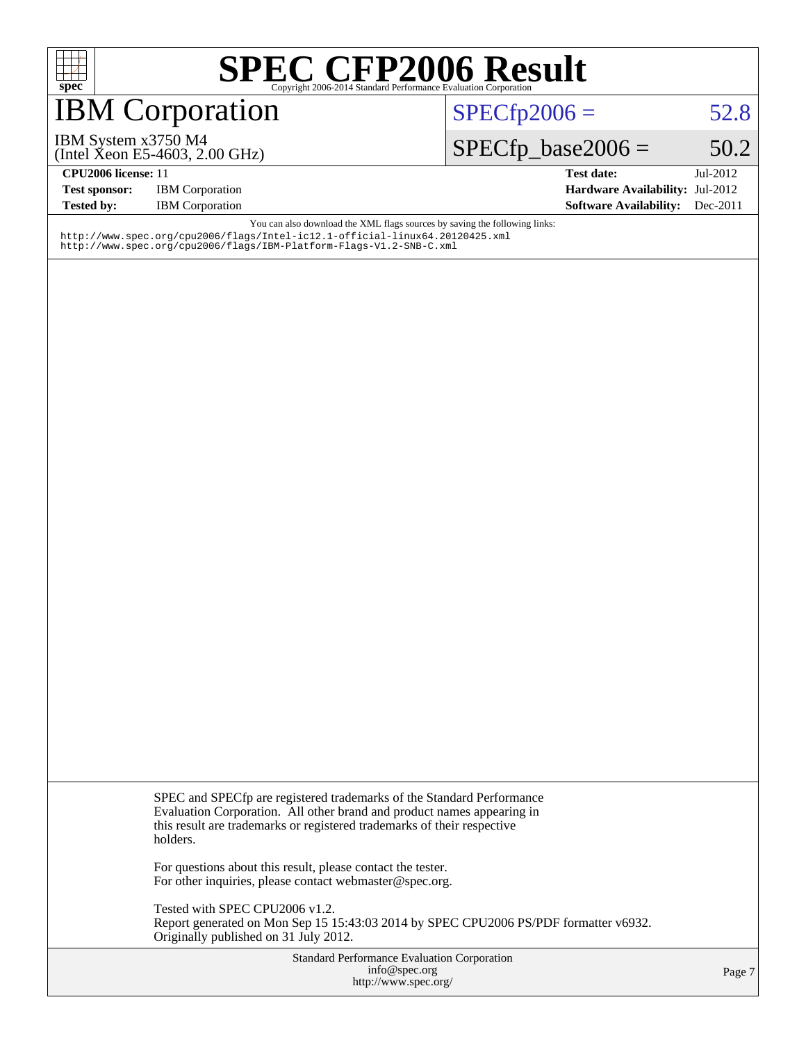# SPEC CFP2006 Result

Copyright 2006-2014 Standard Performance Evaluation Corporation

## IBM Corporation

IBM System x3750 M4
(Intel Xeon E5-4603, 2.00 GHz)

$SPECfp2006 =$ 52.8

$SPECfp\_base2006 =$ 50.2

| | | | |
|---|---|---|---|
| **CPU2006 license:** 11 | | **Test date:** | Jul-2012 |
| **Test sponsor:** | IBM Corporation | **Hardware Availability:** | Jul-2012 |
| **Tested by:** | IBM Corporation | **Software Availability:** | Dec-2011 |

You can also download the XML flags sources by saving the following links:

```
http://www.spec.org/cpu2006/flags/Intel-ic12.1-official-linux64.20120425.xml
http://www.spec.org/cpu2006/flags/IBM-Platform-Flags-V1.2-SNB-C.xml
```

SPEC and SPECfp are registered trademarks of the Standard Performance Evaluation Corporation. All other brand and product names appearing in this result are trademarks or registered trademarks of their respective holders.

For questions about this result, please contact the tester.
For other inquiries, please contact webmaster@spec.org.

Tested with SPEC CPU2006 v1.2.
Report generated on Mon Sep 15 15:43:03 2014 by SPEC CPU2006 PS/PDF formatter v6932.
Originally published on 31 July 2012.

Standard Performance Evaluation Corporation
info@spec.org
http://www.spec.org/